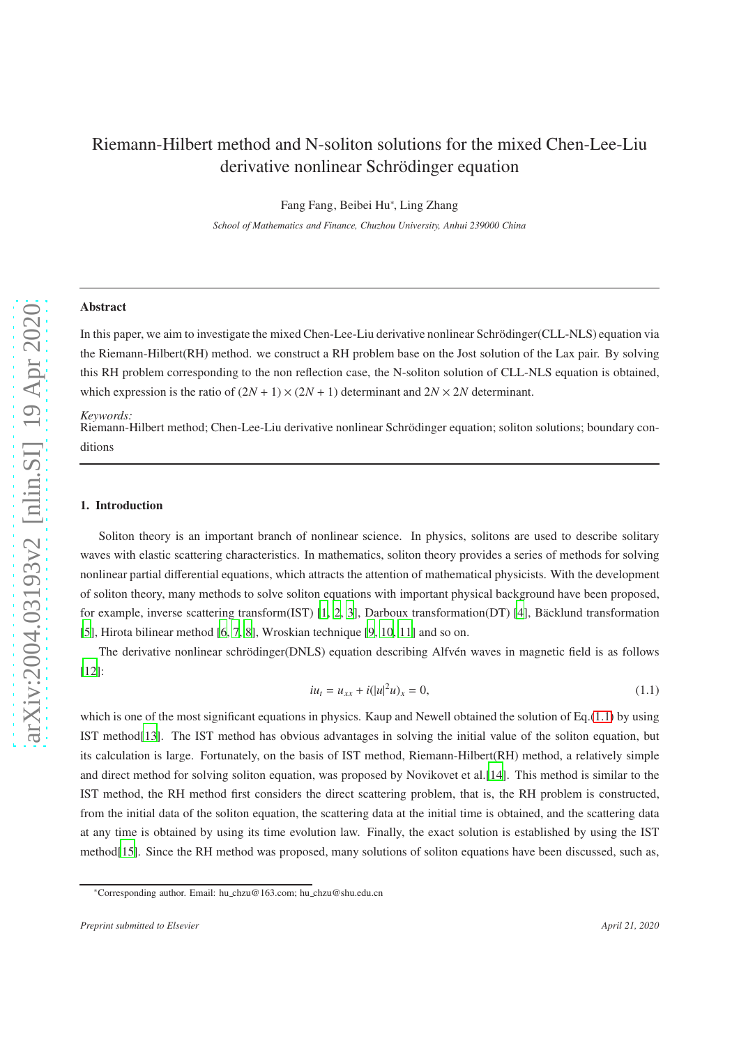# Riemann-Hilbert method and N-soliton solutions for the mixed Chen-Lee-Liu derivative nonlinear Schrödinger equation

Fang Fang, Beibei Hu*, Ling Zhang

*School of Mathematics and Finance, Chuzhou University, Anhui 239000 China*

---

## Abstract

In this paper, we aim to investigate the mixed Chen-Lee-Liu derivative nonlinear Schrödinger(CLL-NLS) equation via the Riemann-Hilbert(RH) method. we construct a RH problem base on the Jost solution of the Lax pair. By solving this RH problem corresponding to the non reflection case, the N-soliton solution of CLL-NLS equation is obtained, which expression is the ratio of $(2N+1)\times(2N+1)$ determinant and $2N\times 2N$ determinant.

*Keywords:*
Riemann-Hilbert method; Chen-Lee-Liu derivative nonlinear Schrödinger equation; soliton solutions; boundary conditions

---

## 1. Introduction

Soliton theory is an important branch of nonlinear science. In physics, solitons are used to describe solitary waves with elastic scattering characteristics. In mathematics, soliton theory provides a series of methods for solving nonlinear partial differential equations, which attracts the attention of mathematical physicists. With the development of soliton theory, many methods to solve soliton equations with important physical background have been proposed, for example, inverse scattering transform(IST) [1, 2, 3], Darboux transformation(DT) [4], Bäcklund transformation [5], Hirota bilinear method [6, 7, 8], Wroskian technique [9, 10, 11] and so on.

The derivative nonlinear schrödinger(DNLS) equation describing Alfvén waves in magnetic field is as follows [12]:

$$iu_t = u_{xx} + i(|u|^2u)_x = 0, \tag{1.1}$$

which is one of the most significant equations in physics. Kaup and Newell obtained the solution of Eq.(1.1) by using IST method[13]. The IST method has obvious advantages in solving the initial value of the soliton equation, but its calculation is large. Fortunately, on the basis of IST method, Riemann-Hilbert(RH) method, a relatively simple and direct method for solving soliton equation, was proposed by Novikovet et al.[14]. This method is similar to the IST method, the RH method first considers the direct scattering problem, that is, the RH problem is constructed, from the initial data of the soliton equation, the scattering data at the initial time is obtained, and the scattering data at any time is obtained by using its time evolution law. Finally, the exact solution is established by using the IST method[15]. Since the RH method was proposed, many solutions of soliton equations have been discussed, such as,

---

*Corresponding author. Email: hu_chzu@163.com; hu_chzu@shu.edu.cn

*Preprint submitted to Elsevier* April 21, 2020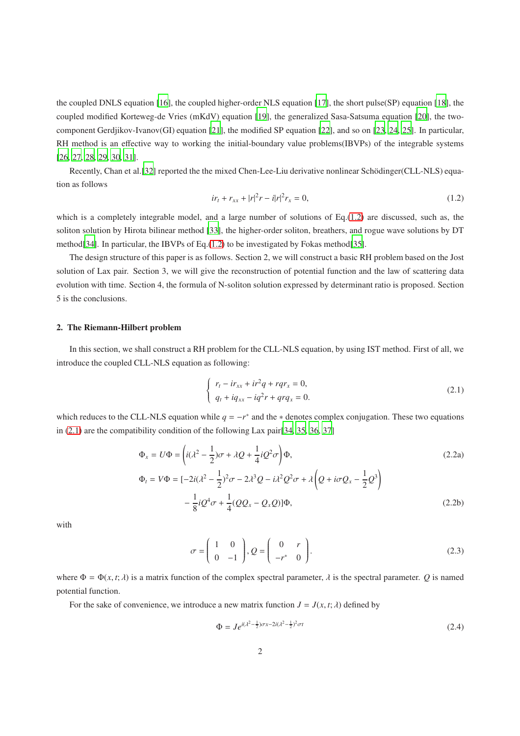the coupled DNLS equation [16], the coupled higher-order NLS equation [17], the short pulse(SP) equation [18], the coupled modified Korteweg-de Vries (mKdV) equation [19], the generalized Sasa-Satsuma equation [20], the two-component Gerdjikov-Ivanov(GI) equation [21], the modified SP equation [22], and so on [23, 24, 25]. In particular, RH method is an effective way to working the initial-boundary value problems(IBVPs) of the integrable systems [26, 27, 28, 29, 30, 31].

Recently, Chan et al.[32] reported the the mixed Chen-Lee-Liu derivative nonlinear Schödinger(CLL-NLS) equation as follows

$$ir_t + r_{xx} + |r|^2 r - i|r|^2 r_x = 0, \tag{1.2}$$

which is a completely integrable model, and a large number of solutions of Eq.(1.2) are discussed, such as, the soliton solution by Hirota bilinear method [33], the higher-order soliton, breathers, and rogue wave solutions by DT method[34]. In particular, the IBVPs of Eq.(1.2) to be investigated by Fokas method[35].

The design structure of this paper is as follows. Section 2, we will construct a basic RH problem based on the Jost solution of Lax pair. Section 3, we will give the reconstruction of potential function and the law of scattering data evolution with time. Section 4, the formula of N-soliton solution expressed by determinant ratio is proposed. Section 5 is the conclusions.

## 2. The Riemann-Hilbert problem

In this section, we shall construct a RH problem for the CLL-NLS equation, by using IST method. First of all, we introduce the coupled CLL-NLS equation as following:

$$\begin{cases} r_t - ir_{xx} + ir^2 q + rqr_x = 0, \\ q_t + iq_{xx} - iq^2 r + qrq_x = 0. \end{cases} \tag{2.1}$$

which reduces to the CLL-NLS equation while $q = -r^*$ and the $*$ denotes complex conjugation. These two equations in (2.1) are the compatibility condition of the following Lax pair[34, 35, 36, 37]

$$\Phi_x = U\Phi = \left(i(\lambda^2 - \frac{1}{2})\sigma + \lambda Q + \frac{1}{4}iQ^2\sigma\right)\Phi, \tag{2.2a}$$

$$\begin{aligned}\Phi_t = V\Phi = [&-2i(\lambda^2 - \frac{1}{2})^2\sigma - 2\lambda^3 Q - i\lambda^2 Q^2\sigma + \lambda\left(Q + i\sigma Q_x - \frac{1}{2}Q^3\right) \\ &- \frac{1}{8}iQ^4\sigma + \frac{1}{4}(QQ_x - Q_x Q)]\Phi,\end{aligned} \tag{2.2b}$$

with

$$\sigma = \begin{pmatrix} 1 & 0 \\ 0 & -1 \end{pmatrix}, Q = \begin{pmatrix} 0 & r \\ -r^* & 0 \end{pmatrix}. \tag{2.3}$$

where $\Phi = \Phi(x, t; \lambda)$ is a matrix function of the complex spectral parameter, $\lambda$ is the spectral parameter. $Q$ is named potential function.

For the sake of convenience, we introduce a new matrix function $J = J(x, t; \lambda)$ defined by

$$\Phi = Je^{i(\lambda^2 - \frac{1}{2})\sigma x - 2i(\lambda^2 - \frac{1}{2})^2\sigma t} \tag{2.4}$$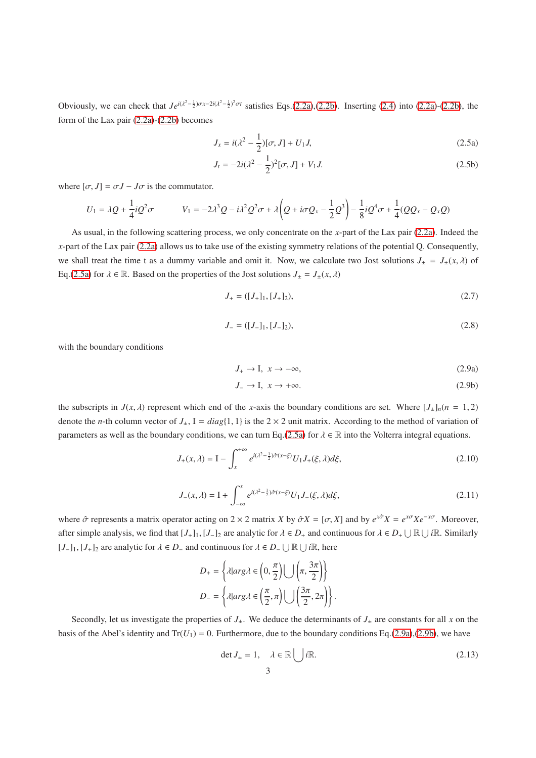Obviously, we can check that $Je^{i(\lambda^2-\frac{1}{2})\sigma x-2i(\lambda^2-\frac{1}{2})^2\sigma t}$ satisfies Eqs.(2.2a),(2.2b). Inserting (2.4) into (2.2a)-(2.2b), the form of the Lax pair (2.2a)-(2.2b) becomes

$$J_x = i(\lambda^2 - \frac{1}{2})[\sigma, J] + U_1 J, \tag{2.5a}$$

$$J_t = -2i(\lambda^2 - \frac{1}{2})^2[\sigma, J] + V_1 J. \tag{2.5b}$$

where $[\sigma, J] = \sigma J - J\sigma$ is the commutator.

$$U_1 = \lambda Q + \frac{1}{4}iQ^2\sigma \qquad V_1 = -2\lambda^3 Q - i\lambda^2 Q^2\sigma + \lambda\left(Q + i\sigma Q_x - \frac{1}{2}Q^3\right) - \frac{1}{8}iQ^4\sigma + \frac{1}{4}(QQ_x - Q_x Q)$$

As usual, in the following scattering process, we only concentrate on the $x$-part of the Lax pair (2.2a). Indeed the $x$-part of the Lax pair (2.2a) allows us to take use of the existing symmetry relations of the potential Q. Consequently, we shall treat the time t as a dummy variable and omit it. Now, we calculate two Jost solutions $J_\pm = J_\pm(x, \lambda)$ of Eq.(2.5a) for $\lambda \in \mathbb{R}$. Based on the properties of the Jost solutions $J_\pm = J_\pm(x, \lambda)$

$$J_+ = ([J_+]_1, [J_+]_2), \tag{2.7}$$

$$J_- = ([J_-]_1, [J_-]_2), \tag{2.8}$$

with the boundary conditions

$$J_+ \to \mathrm{I}, \ \ x \to -\infty, \tag{2.9a}$$

$$J_- \to \mathrm{I}, \ \ x \to +\infty. \tag{2.9b}$$

the subscripts in $J(x, \lambda)$ represent which end of the $x$-axis the boundary conditions are set. Where $[J_\pm]_n (n = 1, 2)$ denote the $n$-th column vector of $J_\pm$, $\mathrm{I} = diag\{1, 1\}$ is the $2 \times 2$ unit matrix. According to the method of variation of parameters as well as the boundary conditions, we can turn Eq.(2.5a) for $\lambda \in \mathbb{R}$ into the Volterra integral equations.

$$J_+(x, \lambda) = \mathrm{I} - \int_x^{+\infty} e^{i(\lambda^2-\frac{1}{2})\hat{\sigma}(x-\xi)} U_1 J_+(\xi, \lambda) d\xi, \tag{2.10}$$

$$J_-(x, \lambda) = \mathrm{I} + \int_{-\infty}^{x} e^{i(\lambda^2-\frac{1}{2})\hat{\sigma}(x-\xi)} U_1 J_-(\xi, \lambda) d\xi, \tag{2.11}$$

where $\hat{\sigma}$ represents a matrix operator acting on $2 \times 2$ matrix $X$ by $\hat{\sigma}X = [\sigma, X]$ and by $e^{x\hat{\sigma}}X = e^{x\sigma}Xe^{-x\sigma}$. Moreover, after simple analysis, we find that $[J_+]_1, [J_-]_2$ are analytic for $\lambda \in D_+$ and continuous for $\lambda \in D_+ \bigcup \mathbb{R} \bigcup i\mathbb{R}$. Similarly $[J_-]_1, [J_+]_2$ are analytic for $\lambda \in D_-$ and continuous for $\lambda \in D_- \bigcup \mathbb{R} \bigcup i\mathbb{R}$, here

$$D_+ = \left\{\lambda | arg\lambda \in \left(0, \frac{\pi}{2}\right) \bigcup \left(\pi, \frac{3\pi}{2}\right)\right\}$$

$$D_- = \left\{\lambda | arg\lambda \in \left(\frac{\pi}{2}, \pi\right) \bigcup \left(\frac{3\pi}{2}, 2\pi\right)\right\}.$$

Secondly, let us investigate the properties of $J_\pm$. We deduce the determinants of $J_\pm$ are constants for all $x$ on the basis of the Abel's identity and $\mathrm{Tr}(U_1) = 0$. Furthermore, due to the boundary conditions Eq.(2.9a),(2.9b), we have

$$\det J_\pm = 1, \quad \lambda \in \mathbb{R} \bigcup i\mathbb{R}. \tag{2.13}$$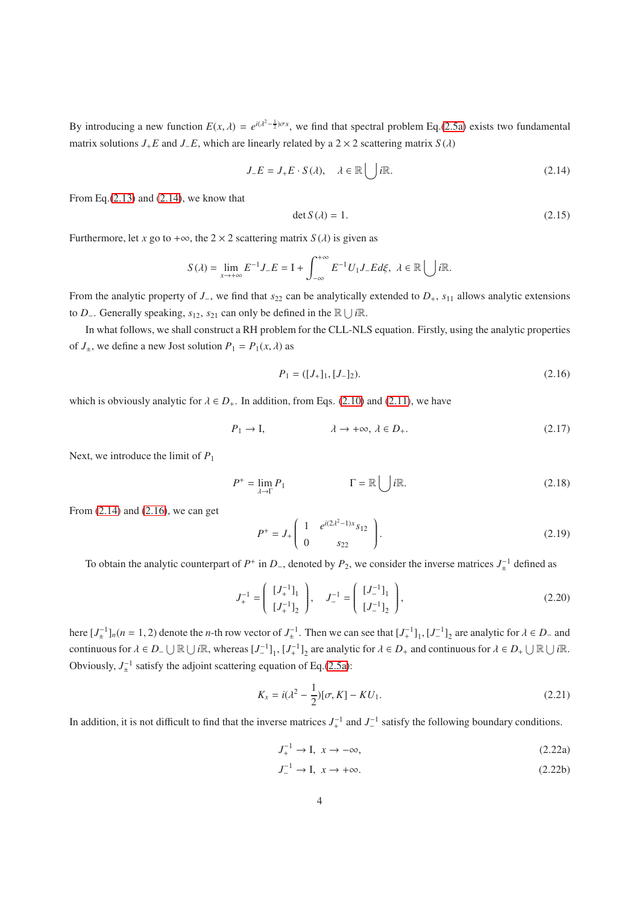By introducing a new function $E(x,\lambda) = e^{i(\lambda^2-\frac{1}{2})\sigma x}$, we find that spectral problem Eq.(2.5a) exists two fundamental matrix solutions $J_+E$ and $J_-E$, which are linearly related by a $2\times 2$ scattering matrix $S(\lambda)$

$$J_-E = J_+E\cdot S(\lambda), \quad \lambda\in\mathbb{R}\bigcup i\mathbb{R}. \tag{2.14}$$

From Eq.(2.13) and (2.14), we know that

$$\det S(\lambda) = 1. \tag{2.15}$$

Furthermore, let $x$ go to $+\infty$, the $2\times 2$ scattering matrix $S(\lambda)$ is given as

$$S(\lambda) = \lim_{x\to+\infty} E^{-1}J_-E = \mathrm{I} + \int_{-\infty}^{+\infty} E^{-1}U_1J_-Ed\xi, \ \ \lambda\in\mathbb{R}\bigcup i\mathbb{R}.$$

From the analytic property of $J_-$, we find that $s_{22}$ can be analytically extended to $D_+$, $s_{11}$ allows analytic extensions to $D_-$. Generally speaking, $s_{12}$, $s_{21}$ can only be defined in the $\mathbb{R}\bigcup i\mathbb{R}$.

In what follows, we shall construct a RH problem for the CLL-NLS equation. Firstly, using the analytic properties of $J_\pm$, we define a new Jost solution $P_1 = P_1(x,\lambda)$ as

$$P_1 = ([J_+]_1, [J_-]_2). \tag{2.16}$$

which is obviously analytic for $\lambda\in D_+$. In addition, from Eqs. (2.10) and (2.11), we have

$$P_1 \to \mathrm{I}, \qquad\qquad \lambda\to+\infty,\ \lambda\in D_+. \tag{2.17}$$

Next, we introduce the limit of $P_1$

$$P^+ = \lim_{\lambda\to\Gamma} P_1 \qquad\qquad \Gamma = \mathbb{R}\bigcup i\mathbb{R}. \tag{2.18}$$

From (2.14) and (2.16), we can get

$$P^+ = J_+\begin{pmatrix} 1 & e^{i(2\lambda^2-1)x}s_{12} \\ 0 & s_{22}\end{pmatrix}. \tag{2.19}$$

To obtain the analytic counterpart of $P^+$ in $D_-$, denoted by $P_2$, we consider the inverse matrices $J_\pm^{-1}$ defined as

$$J_+^{-1} = \begin{pmatrix} [J_+^{-1}]_1 \\ [J_+^{-1}]_2\end{pmatrix}, \quad J_-^{-1} = \begin{pmatrix} [J_-^{-1}]_1 \\ [J_-^{-1}]_2\end{pmatrix}, \tag{2.20}$$

here $[J_\pm^{-1}]_n (n=1,2)$ denote the $n$-th row vector of $J_\pm^{-1}$. Then we can see that $[J_+^{-1}]_1$, $[J_-^{-1}]_2$ are analytic for $\lambda\in D_-$ and continuous for $\lambda\in D_-\bigcup\mathbb{R}\bigcup i\mathbb{R}$, whereas $[J_-^{-1}]_1$, $[J_+^{-1}]_2$ are analytic for $\lambda\in D_+$ and continuous for $\lambda\in D_+\bigcup\mathbb{R}\bigcup i\mathbb{R}$. Obviously, $J_\pm^{-1}$ satisfy the adjoint scattering equation of Eq.(2.5a):

$$K_x = i(\lambda^2-\frac{1}{2})[\sigma,K] - KU_1. \tag{2.21}$$

In addition, it is not difficult to find that the inverse matrices $J_+^{-1}$ and $J_-^{-1}$ satisfy the following boundary conditions.

$$J_+^{-1}\to\mathrm{I},\ \ x\to-\infty, \tag{2.22a}$$

$$J_-^{-1}\to\mathrm{I},\ \ x\to+\infty. \tag{2.22b}$$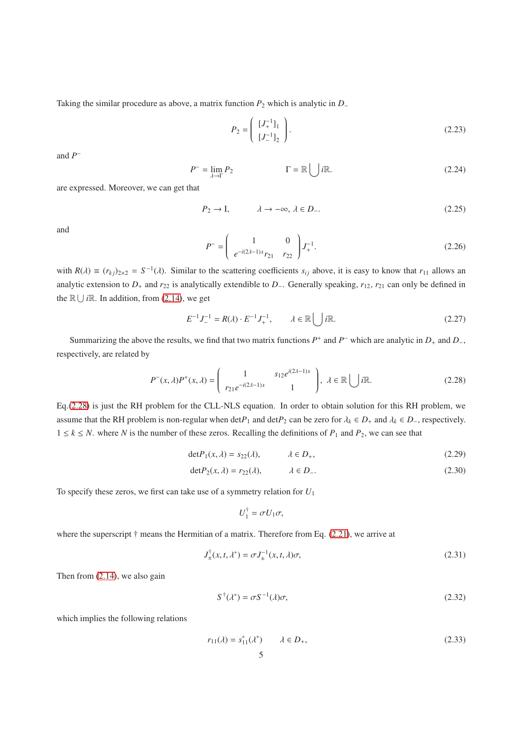Taking the similar procedure as above, a matrix function $P_2$ which is analytic in $D_-$

$$P_2 = \begin{pmatrix} [J_+^{-1}]_1 \\ [J_-^{-1}]_2 \end{pmatrix}. \tag{2.23}$$

and $P^-$

$$P^- = \lim_{\lambda \to \Gamma} P_2 \qquad\qquad \Gamma = \mathbb{R} \bigcup i\mathbb{R}. \tag{2.24}$$

are expressed. Moreover, we can get that

$$P_2 \to \mathrm{I}, \qquad \lambda \to -\infty, \lambda \in D_-. \tag{2.25}$$

and

$$P^- = \begin{pmatrix} 1 & 0 \\ e^{-i(2\lambda-1)x} r_{21} & r_{22} \end{pmatrix} J_+^{-1}. \tag{2.26}$$

with $R(\lambda) \equiv (r_{kj})_{2\times 2} = S^{-1}(\lambda)$. Similar to the scattering coefficients $s_{ij}$ above, it is easy to know that $r_{11}$ allows an analytic extension to $D_+$ and $r_{22}$ is analytically extendible to $D_-$. Generally speaking, $r_{12}$, $r_{21}$ can only be defined in the $\mathbb{R} \bigcup i\mathbb{R}$. In addition, from (2.14), we get

$$E^{-1} J_-^{-1} = R(\lambda) \cdot E^{-1} J_+^{-1}, \qquad \lambda \in \mathbb{R} \bigcup i\mathbb{R}. \tag{2.27}$$

Summarizing the above the results, we find that two matrix functions $P^+$ and $P^-$ which are analytic in $D_+$ and $D_-$, respectively, are related by

$$P^-(x,\lambda) P^+(x,\lambda) = \begin{pmatrix} 1 & s_{12} e^{i(2\lambda-1)x} \\ r_{21} e^{-i(2\lambda-1)x} & 1 \end{pmatrix}, \ \lambda \in \mathbb{R} \bigcup i\mathbb{R}. \tag{2.28}$$

Eq.(2.28) is just the RH problem for the CLL-NLS equation. In order to obtain solution for this RH problem, we assume that the RH problem is non-regular when $\det P_1$ and $\det P_2$ can be zero for $\lambda_k \in D_+$ and $\lambda_k \in D_-$, respectively. $1 \leq k \leq N$. where $N$ is the number of these zeros. Recalling the definitions of $P_1$ and $P_2$, we can see that

$$\det P_1(x,\lambda) = s_{22}(\lambda), \qquad \lambda \in D_+, \tag{2.29}$$

$$\det P_2(x,\lambda) = r_{22}(\lambda), \qquad \lambda \in D_-. \tag{2.30}$$

To specify these zeros, we first can take use of a symmetry relation for $U_1$

$$U_1^{\dagger} = \sigma U_1 \sigma,$$

where the superscript $\dagger$ means the Hermitian of a matrix. Therefore from Eq. (2.21), we arrive at

$$J_\pm^{\dagger}(x,t,\lambda^*) = \sigma J_\pm^{-1}(x,t,\lambda)\sigma, \tag{2.31}$$

Then from (2.14), we also gain

$$S^{\dagger}(\lambda^*) = \sigma S^{-1}(\lambda)\sigma, \tag{2.32}$$

which implies the following relations

$$r_{11}(\lambda) = s_{11}^*(\lambda^*) \qquad \lambda \in D_+, \tag{2.33}$$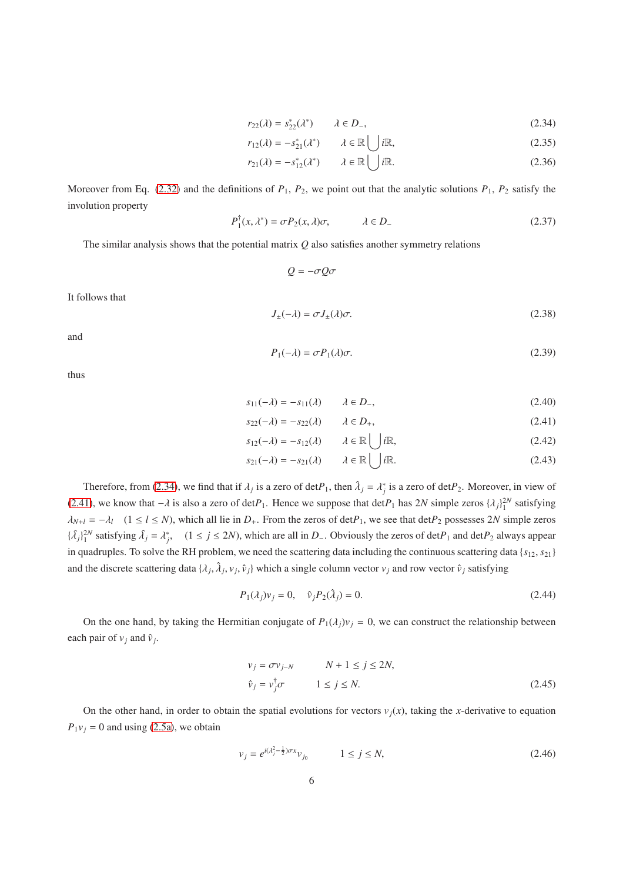$$r_{22}(\lambda) = s_{22}^{*}(\lambda^{*}) \qquad \lambda \in D_{-}, \tag{2.34}$$

$$r_{12}(\lambda) = -s_{21}^{*}(\lambda^{*}) \qquad \lambda \in \mathbb{R} \bigcup i\mathbb{R}, \tag{2.35}$$

$$r_{21}(\lambda) = -s_{12}^{*}(\lambda^{*}) \qquad \lambda \in \mathbb{R} \bigcup i\mathbb{R}. \tag{2.36}$$

Moreover from Eq. (2.32) and the definitions of $P_1$, $P_2$, we point out that the analytic solutions $P_1$, $P_2$ satisfy the involution property

$$P_1^{\dagger}(x, \lambda^{*}) = \sigma P_2(x, \lambda)\sigma, \qquad \lambda \in D_{-} \tag{2.37}$$

The similar analysis shows that the potential matrix $Q$ also satisfies another symmetry relations

$$Q = -\sigma Q \sigma$$

It follows that

$$J_{\pm}(-\lambda) = \sigma J_{\pm}(\lambda)\sigma. \tag{2.38}$$

and

$$P_1(-\lambda) = \sigma P_1(\lambda)\sigma. \tag{2.39}$$

thus

$$s_{11}(-\lambda) = -s_{11}(\lambda) \qquad \lambda \in D_{-}, \tag{2.40}$$

$$s_{22}(-\lambda) = -s_{22}(\lambda) \qquad \lambda \in D_{+}, \tag{2.41}$$

$$s_{12}(-\lambda) = -s_{12}(\lambda) \qquad \lambda \in \mathbb{R} \bigcup i\mathbb{R}, \tag{2.42}$$

$$s_{21}(-\lambda) = -s_{21}(\lambda) \qquad \lambda \in \mathbb{R} \bigcup i\mathbb{R}. \tag{2.43}$$

Therefore, from (2.34), we find that if $\lambda_j$ is a zero of $\det P_1$, then $\hat{\lambda}_j = \lambda_j^{*}$ is a zero of $\det P_2$. Moreover, in view of (2.41), we know that $-\lambda$ is also a zero of $\det P_1$. Hence we suppose that $\det P_1$ has $2N$ simple zeros $\{\lambda_j\}_1^{2N}$ satisfying $\lambda_{N+l} = -\lambda_l \quad (1 \leq l \leq N)$, which all lie in $D_{+}$. From the zeros of $\det P_1$, we see that $\det P_2$ possesses $2N$ simple zeros $\{\hat{\lambda}_j\}_1^{2N}$ satisfying $\hat{\lambda}_j = \lambda_j^{*}, \quad (1 \leq j \leq 2N)$, which are all in $D_{-}$. Obviously the zeros of $\det P_1$ and $\det P_2$ always appear in quadruples. To solve the RH problem, we need the scattering data including the continuous scattering data $\{s_{12}, s_{21}\}$ and the discrete scattering data $\{\lambda_j, \hat{\lambda}_j, v_j, \hat{v}_j\}$ which a single column vector $v_j$ and row vector $\hat{v}_j$ satisfying

$$P_1(\lambda_j)v_j = 0, \quad \hat{v}_j P_2(\hat{\lambda}_j) = 0. \tag{2.44}$$

On the one hand, by taking the Hermitian conjugate of $P_1(\lambda_j)v_j = 0$, we can construct the relationship between each pair of $v_j$ and $\hat{v}_j$.

$$v_j = \sigma v_{j-N} \qquad N+1 \leq j \leq 2N,$$
$$\hat{v}_j = v_j^{\dagger}\sigma \qquad 1 \leq j \leq N. \tag{2.45}$$

On the other hand, in order to obtain the spatial evolutions for vectors $v_j(x)$, taking the $x$-derivative to equation $P_1 v_j = 0$ and using (2.5a), we obtain

$$v_j = e^{i(\lambda_j^2 - \frac{1}{2})\sigma x} v_{j_0} \qquad 1 \leq j \leq N, \tag{2.46}$$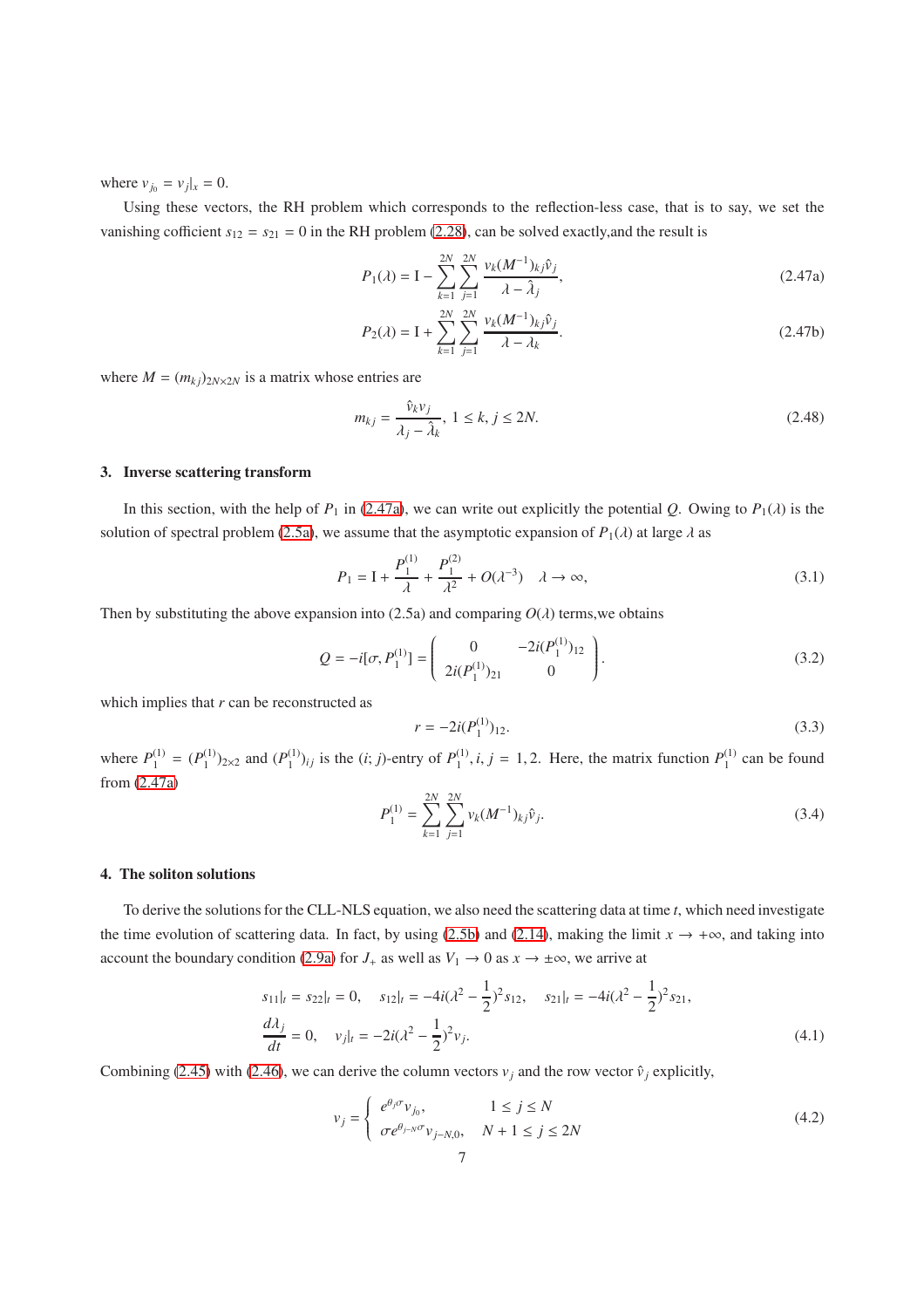where $v_{j_0} = v_j|_x = 0$.

Using these vectors, the RH problem which corresponds to the reflection-less case, that is to say, we set the vanishing coefficient $s_{12} = s_{21} = 0$ in the RH problem (2.28), can be solved exactly,and the result is

$$P_1(\lambda) = \mathrm{I} - \sum_{k=1}^{2N}\sum_{j=1}^{2N} \frac{v_k (M^{-1})_{kj} \hat{v}_j}{\lambda - \hat{\lambda}_j}, \tag{2.47a}$$

$$P_2(\lambda) = \mathrm{I} + \sum_{k=1}^{2N}\sum_{j=1}^{2N} \frac{v_k (M^{-1})_{kj} \hat{v}_j}{\lambda - \lambda_k}. \tag{2.47b}$$

where $M = (m_{kj})_{2N\times 2N}$ is a matrix whose entries are

$$m_{kj} = \frac{\hat{v}_k v_j}{\lambda_j - \hat{\lambda}_k},\ 1 \le k, j \le 2N. \tag{2.48}$$

## 3. Inverse scattering transform

In this section, with the help of $P_1$ in (2.47a), we can write out explicitly the potential $Q$. Owing to $P_1(\lambda)$ is the solution of spectral problem (2.5a), we assume that the asymptotic expansion of $P_1(\lambda)$ at large $\lambda$ as

$$P_1 = \mathrm{I} + \frac{P_1^{(1)}}{\lambda} + \frac{P_1^{(2)}}{\lambda^2} + O(\lambda^{-3}) \quad \lambda \to \infty, \tag{3.1}$$

Then by substituting the above expansion into (2.5a) and comparing $O(\lambda)$ terms,we obtains

$$Q = -i[\sigma, P_1^{(1)}] = \begin{pmatrix} 0 & -2i(P_1^{(1)})_{12} \\ 2i(P_1^{(1)})_{21} & 0 \end{pmatrix}. \tag{3.2}$$

which implies that $r$ can be reconstructed as

$$r = -2i(P_1^{(1)})_{12}. \tag{3.3}$$

where $P_1^{(1)} = (P_1^{(1)})_{2\times 2}$ and $(P_1^{(1)})_{ij}$ is the $(i; j)$-entry of $P_1^{(1)}, i, j = 1, 2$. Here, the matrix function $P_1^{(1)}$ can be found from (2.47a)

$$P_1^{(1)} = \sum_{k=1}^{2N}\sum_{j=1}^{2N} v_k (M^{-1})_{kj} \hat{v}_j. \tag{3.4}$$

## 4. The soliton solutions

To derive the solutions for the CLL-NLS equation, we also need the scattering data at time $t$, which need investigate the time evolution of scattering data. In fact, by using (2.5b) and (2.14), making the limit $x \to +\infty$, and taking into account the boundary condition (2.9a) for $J_+$ as well as $V_1 \to 0$ as $x \to \pm\infty$, we arrive at

$$\begin{aligned}
&s_{11}|_t = s_{22}|_t = 0, \quad s_{12}|_t = -4i(\lambda^2 - \frac{1}{2})^2 s_{12}, \quad s_{21}|_t = -4i(\lambda^2 - \frac{1}{2})^2 s_{21}, \\
&\frac{d\lambda_j}{dt} = 0, \quad v_j|_t = -2i(\lambda^2 - \frac{1}{2})^2 v_j.
\end{aligned} \tag{4.1}$$

Combining (2.45) with (2.46), we can derive the column vectors $v_j$ and the row vector $\hat{v}_j$ explicitly,

$$v_j = \begin{cases} e^{\theta_j \sigma} v_{j_0}, & 1 \le j \le N \\ \sigma e^{\theta_{j-N}\sigma} v_{j-N,0}, & N+1 \le j \le 2N \end{cases} \tag{4.2}$$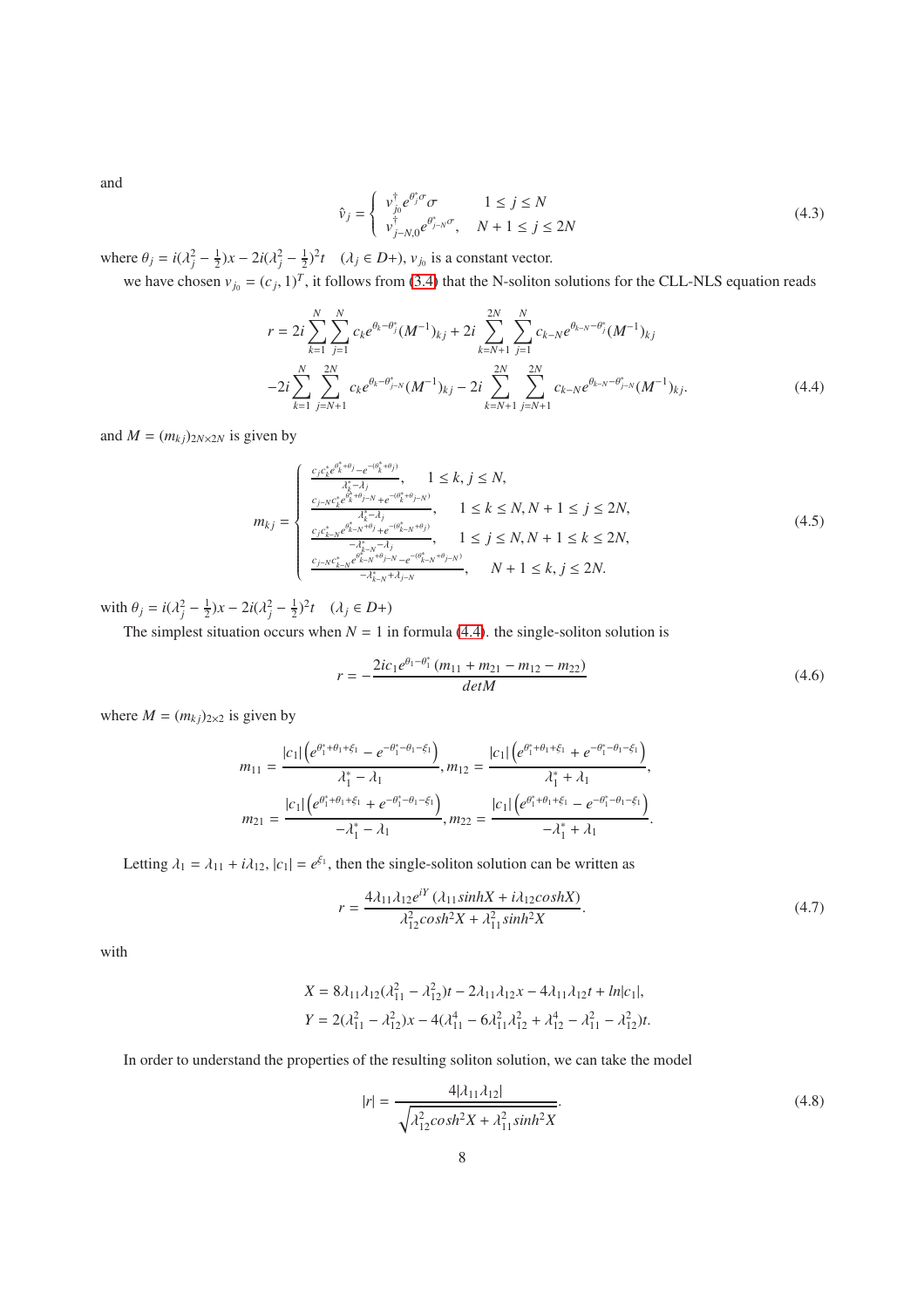and

$$
\hat{v}_j = \begin{cases} v_{j_0}^{\dagger} e^{\theta_j^* \sigma} \sigma & 1 \le j \le N \\ v_{j-N,0}^{\dagger} e^{\theta_{j-N}^* \sigma}, & N+1 \le j \le 2N \end{cases} \tag{4.3}
$$

where $\theta_j = i(\lambda_j^2 - \frac{1}{2})x - 2i(\lambda_j^2 - \frac{1}{2})^2 t \quad (\lambda_j \in D+)$, $v_{j_0}$ is a constant vector.

we have chosen $v_{j_0} = (c_j, 1)^T$, it follows from (3.4) that the N-soliton solutions for the CLL-NLS equation reads

$$
\begin{aligned}
r = & 2i \sum_{k=1}^{N} \sum_{j=1}^{N} c_k e^{\theta_k - \theta_j^*} (M^{-1})_{kj} + 2i \sum_{k=N+1}^{2N} \sum_{j=1}^{N} c_{k-N} e^{\theta_{k-N} - \theta_j^*} (M^{-1})_{kj} \\
& -2i \sum_{k=1}^{N} \sum_{j=N+1}^{2N} c_k e^{\theta_k - \theta_{j-N}^*} (M^{-1})_{kj} - 2i \sum_{k=N+1}^{2N} \sum_{j=N+1}^{2N} c_{k-N} e^{\theta_{k-N} - \theta_{j-N}^*} (M^{-1})_{kj}.
\end{aligned} \tag{4.4}
$$

and $M = (m_{kj})_{2N \times 2N}$ is given by

$$
m_{kj} = \begin{cases} \frac{c_j c_k^* e^{\theta_k^* + \theta_j} - e^{-(\theta_k^* + \theta_j)}}{\lambda_k^* - \lambda_j}, & 1 \le k, j \le N, \\ \frac{c_{j-N} c_k^* e^{\theta_k^* + \theta_{j-N}} + e^{-(\theta_k^* + \theta_{j-N})}}{\lambda_k^* - \lambda_j}, & 1 \le k \le N, N+1 \le j \le 2N, \\ \frac{c_j c_{k-N}^* e^{\theta_{k-N}^* + \theta_j} + e^{-(\theta_{k-N}^* + \theta_j)}}{-\lambda_{k-N}^* - \lambda_j}, & 1 \le j \le N, N+1 \le k \le 2N, \\ \frac{c_{j-N} c_{k-N}^* e^{\theta_{k-N}^* + \theta_{j-N}} - e^{-(\theta_{k-N}^* + \theta_{j-N})}}{-\lambda_{k-N}^* + \lambda_{j-N}}, & N+1 \le k, j \le 2N. \end{cases} \tag{4.5}
$$

with $\theta_j = i(\lambda_j^2 - \frac{1}{2})x - 2i(\lambda_j^2 - \frac{1}{2})^2 t \quad (\lambda_j \in D+)$

The simplest situation occurs when $N = 1$ in formula (4.4). the single-soliton solution is

$$
r = -\frac{2ic_1 e^{\theta_1 - \theta_1^*} (m_{11} + m_{21} - m_{12} - m_{22})}{detM} \tag{4.6}
$$

where $M = (m_{kj})_{2 \times 2}$ is given by

$$
\begin{aligned}
m_{11} &= \frac{|c_1| \left( e^{\theta_1^* + \theta_1 + \xi_1} - e^{-\theta_1^* - \theta_1 - \xi_1} \right)}{\lambda_1^* - \lambda_1}, m_{12} = \frac{|c_1| \left( e^{\theta_1^* + \theta_1 + \xi_1} + e^{-\theta_1^* - \theta_1 - \xi_1} \right)}{\lambda_1^* + \lambda_1}, \\
m_{21} &= \frac{|c_1| \left( e^{\theta_1^* + \theta_1 + \xi_1} + e^{-\theta_1^* - \theta_1 - \xi_1} \right)}{-\lambda_1^* - \lambda_1}, m_{22} = \frac{|c_1| \left( e^{\theta_1^* + \theta_1 + \xi_1} - e^{-\theta_1^* - \theta_1 - \xi_1} \right)}{-\lambda_1^* + \lambda_1}.
\end{aligned}
$$

Letting $\lambda_1 = \lambda_{11} + i\lambda_{12}$, $|c_1| = e^{\xi_1}$, then the single-soliton solution can be written as

$$
r = \frac{4\lambda_{11}\lambda_{12} e^{iY} (\lambda_{11} sinhX + i\lambda_{12} coshX)}{\lambda_{12}^2 cosh^2 X + \lambda_{11}^2 sinh^2 X}. \tag{4.7}
$$

with

$$
\begin{aligned}
X &= 8\lambda_{11}\lambda_{12}(\lambda_{11}^2 - \lambda_{12}^2)t - 2\lambda_{11}\lambda_{12}x - 4\lambda_{11}\lambda_{12}t + ln|c_1|, \\
Y &= 2(\lambda_{11}^2 - \lambda_{12}^2)x - 4(\lambda_{11}^4 - 6\lambda_{11}^2\lambda_{12}^2 + \lambda_{12}^4 - \lambda_{11}^2 - \lambda_{12}^2)t.
\end{aligned}
$$

In order to understand the properties of the resulting soliton solution, we can take the model

$$
|r| = \frac{4|\lambda_{11}\lambda_{12}|}{\sqrt{\lambda_{12}^2 cosh^2 X + \lambda_{11}^2 sinh^2 X}}. \tag{4.8}
$$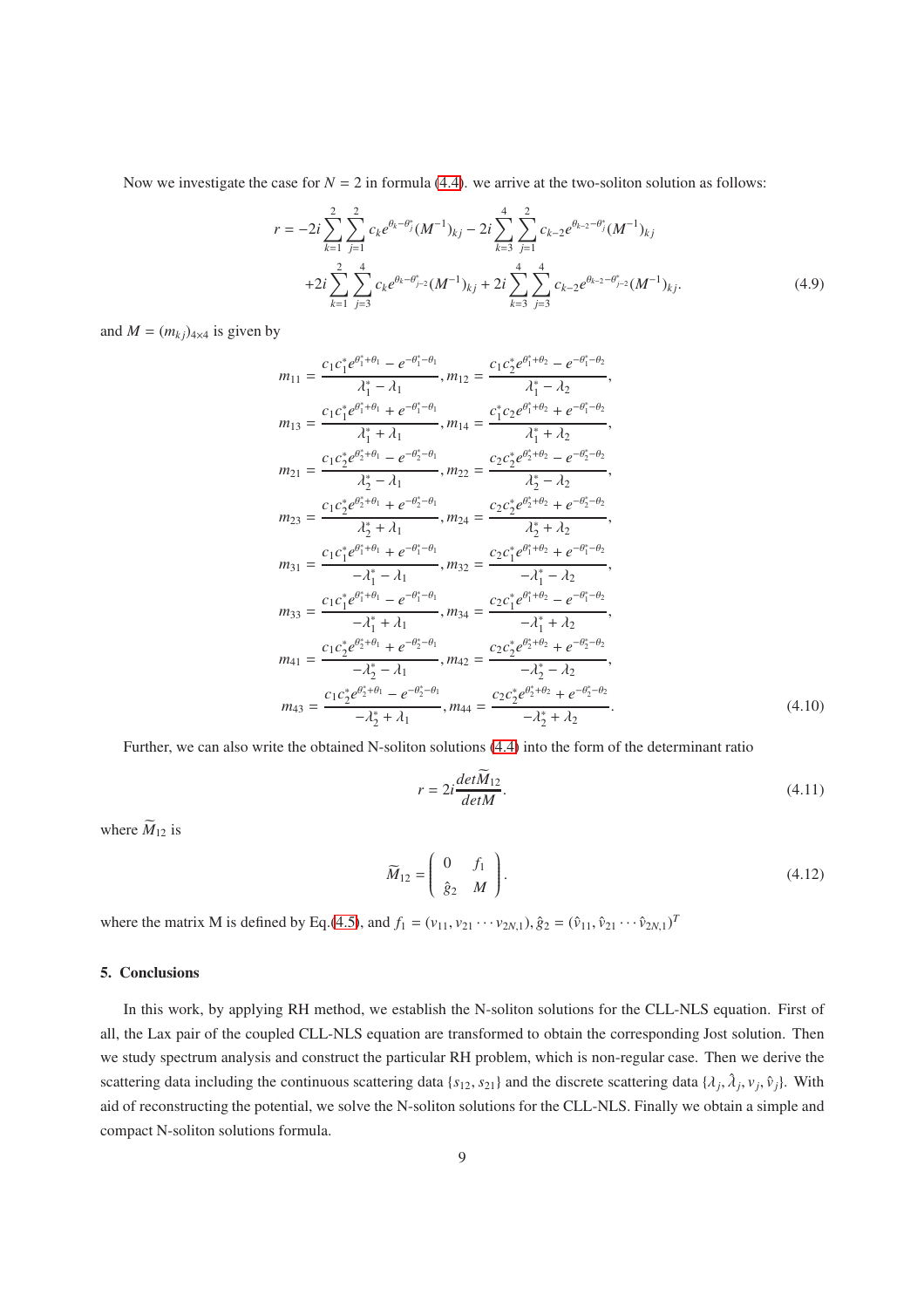Now we investigate the case for $N = 2$ in formula (4.4). we arrive at the two-soliton solution as follows:

$$
\begin{aligned}
r = & -2i\sum_{k=1}^{2}\sum_{j=1}^{2} c_k e^{\theta_k-\theta_j^*}(M^{-1})_{kj} - 2i\sum_{k=3}^{4}\sum_{j=1}^{2} c_{k-2}e^{\theta_{k-2}-\theta_j^*}(M^{-1})_{kj} \\
& +2i\sum_{k=1}^{2}\sum_{j=3}^{4} c_k e^{\theta_k-\theta_{j-2}^*}(M^{-1})_{kj} + 2i\sum_{k=3}^{4}\sum_{j=3}^{4} c_{k-2}e^{\theta_{k-2}-\theta_{j-2}^*}(M^{-1})_{kj}.
\end{aligned}
\tag{4.9}
$$

and $M = (m_{kj})_{4\times 4}$ is given by

$$
\begin{aligned}
m_{11} &= \frac{c_1c_1^* e^{\theta_1^*+\theta_1} - e^{-\theta_1^*-\theta_1}}{\lambda_1^*-\lambda_1}, m_{12} = \frac{c_1c_2^* e^{\theta_1^*+\theta_2} - e^{-\theta_1^*-\theta_2}}{\lambda_1^*-\lambda_2}, \\
m_{13} &= \frac{c_1c_1^* e^{\theta_1^*+\theta_1} + e^{-\theta_1^*-\theta_1}}{\lambda_1^*+\lambda_1}, m_{14} = \frac{c_1^*c_2 e^{\theta_1^*+\theta_2} + e^{-\theta_1^*-\theta_2}}{\lambda_1^*+\lambda_2}, \\
m_{21} &= \frac{c_1c_2^* e^{\theta_2^*+\theta_1} - e^{-\theta_2^*-\theta_1}}{\lambda_2^*-\lambda_1}, m_{22} = \frac{c_2c_2^* e^{\theta_2^*+\theta_2} - e^{-\theta_2^*-\theta_2}}{\lambda_2^*-\lambda_2}, \\
m_{23} &= \frac{c_1c_2^* e^{\theta_2^*+\theta_1} + e^{-\theta_2^*-\theta_1}}{\lambda_2^*+\lambda_1}, m_{24} = \frac{c_2c_2^* e^{\theta_2^*+\theta_2} + e^{-\theta_2^*-\theta_2}}{\lambda_2^*+\lambda_2}, \\
m_{31} &= \frac{c_1c_1^* e^{\theta_1^*+\theta_1} + e^{-\theta_1^*-\theta_1}}{-\lambda_1^*-\lambda_1}, m_{32} = \frac{c_2c_1^* e^{\theta_1^*+\theta_2} + e^{-\theta_1^*-\theta_2}}{-\lambda_1^*-\lambda_2}, \\
m_{33} &= \frac{c_1c_1^* e^{\theta_1^*+\theta_1} - e^{-\theta_1^*-\theta_1}}{-\lambda_1^*+\lambda_1}, m_{34} = \frac{c_2c_1^* e^{\theta_1^*+\theta_2} - e^{-\theta_1^*-\theta_2}}{-\lambda_1^*+\lambda_2}, \\
m_{41} &= \frac{c_1c_2^* e^{\theta_2^*+\theta_1} + e^{-\theta_2^*-\theta_1}}{-\lambda_2^*-\lambda_1}, m_{42} = \frac{c_2c_2^* e^{\theta_2^*+\theta_2} + e^{-\theta_2^*-\theta_2}}{-\lambda_2^*-\lambda_2}, \\
m_{43} &= \frac{c_1c_2^* e^{\theta_2^*+\theta_1} - e^{-\theta_2^*-\theta_1}}{-\lambda_2^*+\lambda_1}, m_{44} = \frac{c_2c_2^* e^{\theta_2^*+\theta_2} + e^{-\theta_2^*-\theta_2}}{-\lambda_2^*+\lambda_2}.
\end{aligned}
\tag{4.10}
$$

Further, we can also write the obtained N-soliton solutions (4.4) into the form of the determinant ratio

$$
r = 2i\frac{det\widetilde{M}_{12}}{detM}.
\tag{4.11}
$$

where $\widetilde{M}_{12}$ is

$$
\widetilde{M}_{12} = \begin{pmatrix} 0 & f_1 \\ \hat{g}_2 & M \end{pmatrix}.
\tag{4.12}
$$

where the matrix M is defined by Eq.(4.5), and $f_1 = (v_{11}, v_{21}\cdots v_{2N,1})$, $\hat{g}_2 = (\hat{v}_{11}, \hat{v}_{21}\cdots \hat{v}_{2N,1})^T$

## 5. Conclusions

In this work, by applying RH method, we establish the N-soliton solutions for the CLL-NLS equation. First of all, the Lax pair of the coupled CLL-NLS equation are transformed to obtain the corresponding Jost solution. Then we study spectrum analysis and construct the particular RH problem, which is non-regular case. Then we derive the scattering data including the continuous scattering data $\{s_{12}, s_{21}\}$ and the discrete scattering data $\{\lambda_j, \hat{\lambda}_j, v_j, \hat{v}_j\}$. With aid of reconstructing the potential, we solve the N-soliton solutions for the CLL-NLS. Finally we obtain a simple and compact N-soliton solutions formula.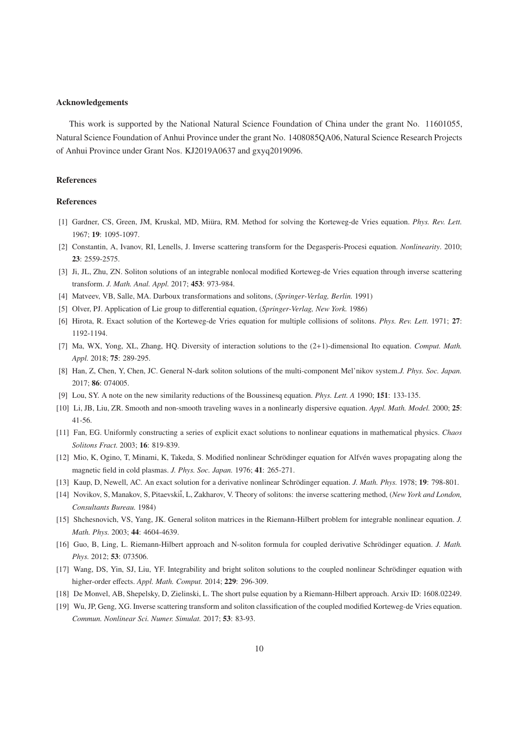### Acknowledgements

This work is supported by the National Natural Science Foundation of China under the grant No. 11601055, Natural Science Foundation of Anhui Province under the grant No. 1408085QA06, Natural Science Research Projects of Anhui Province under Grant Nos. KJ2019A0637 and gxyq2019096.

### References

### References

[1] Gardner, CS, Green, JM, Kruskal, MD, Miüra, RM. Method for solving the Korteweg-de Vries equation. *Phys. Rev. Lett.* 1967; **19**: 1095-1097.

[2] Constantin, A, Ivanov, RI, Lenells, J. Inverse scattering transform for the Degasperis-Procesi equation. *Nonlinearity*. 2010; **23**: 2559-2575.

[3] Ji, JL, Zhu, ZN. Soliton solutions of an integrable nonlocal modified Korteweg-de Vries equation through inverse scattering transform. *J. Math. Anal. Appl.* 2017; **453**: 973-984.

[4] Matveev, VB, Salle, MA. Darboux transformations and solitons, (*Springer-Verlag, Berlin.* 1991)

[5] Olver, PJ. Application of Lie group to differential equation, (*Springer-Verlag, New York.* 1986)

[6] Hirota, R. Exact solution of the Korteweg-de Vries equation for multiple collisions of solitons. *Phys. Rev. Lett.* 1971; **27**: 1192-1194.

[7] Ma, WX, Yong, XL, Zhang, HQ. Diversity of interaction solutions to the (2+1)-dimensional Ito equation. *Comput. Math. Appl.* 2018; **75**: 289-295.

[8] Han, Z, Chen, Y, Chen, JC. General N-dark soliton solutions of the multi-component Mel'nikov system.*J. Phys. Soc. Japan.* 2017; **86**: 074005.

[9] Lou, SY. A note on the new similarity reductions of the Boussinesq equation. *Phys. Lett. A* 1990; **151**: 133-135.

[10] Li, JB, Liu, ZR. Smooth and non-smooth traveling waves in a nonlinearly dispersive equation. *Appl. Math. Model.* 2000; **25**: 41-56.

[11] Fan, EG. Uniformly constructing a series of explicit exact solutions to nonlinear equations in mathematical physics. *Chaos Solitons Fract.* 2003; **16**: 819-839.

[12] Mio, K, Ogino, T, Minami, K, Takeda, S. Modified nonlinear Schrödinger equation for Alfvén waves propagating along the magnetic field in cold plasmas. *J. Phys. Soc. Japan.* 1976; **41**: 265-271.

[13] Kaup, D, Newell, AC. An exact solution for a derivative nonlinear Schrödinger equation. *J. Math. Phys.* 1978; **19**: 798-801.

[14] Novikov, S, Manakov, S, Pitaevskiǐ, L, Zakharov, V. Theory of solitons: the inverse scattering method, (*New York and London, Consultants Bureau.* 1984)

[15] Shchesnovich, VS, Yang, JK. General soliton matrices in the Riemann-Hilbert problem for integrable nonlinear equation. *J. Math. Phys.* 2003; **44**: 4604-4639.

[16] Guo, B, Ling, L. Riemann-Hilbert approach and N-soliton formula for coupled derivative Schrödinger equation. *J. Math. Phys.* 2012; **53**: 073506.

[17] Wang, DS, Yin, SJ, Liu, YF. Integrability and bright soliton solutions to the coupled nonlinear Schrödinger equation with higher-order effects. *Appl. Math. Comput.* 2014; **229**: 296-309.

[18] De Monvel, AB, Shepelsky, D, Zielinski, L. The short pulse equation by a Riemann-Hilbert approach. Arxiv ID: 1608.02249.

[19] Wu, JP, Geng, XG. Inverse scattering transform and soliton classification of the coupled modified Korteweg-de Vries equation. *Commun. Nonlinear Sci. Numer. Simulat.* 2017; **53**: 83-93.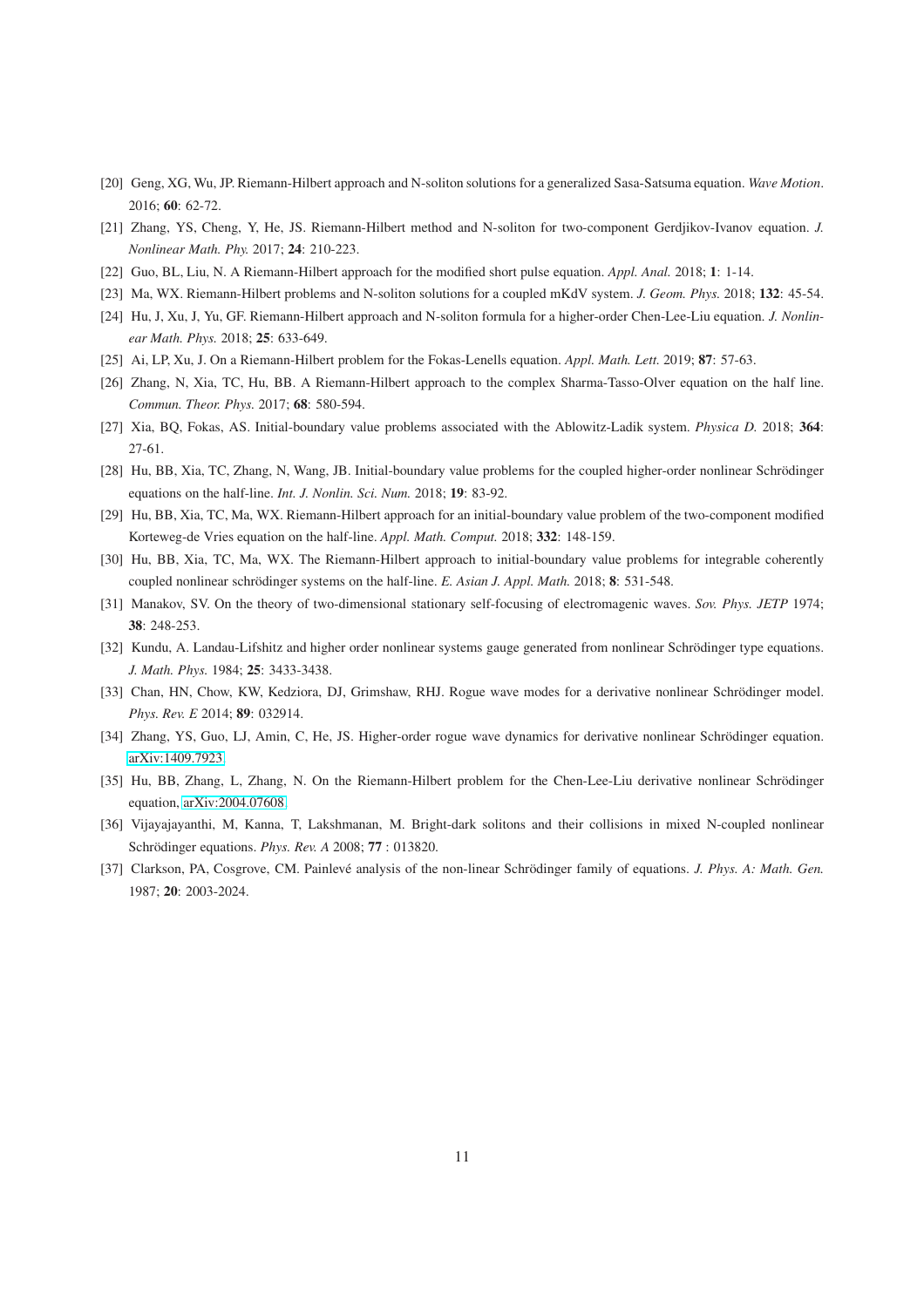[20] Geng, XG, Wu, JP. Riemann-Hilbert approach and N-soliton solutions for a generalized Sasa-Satsuma equation. *Wave Motion*. 2016; **60**: 62-72.

[21] Zhang, YS, Cheng, Y, He, JS. Riemann-Hilbert method and N-soliton for two-component Gerdjikov-Ivanov equation. *J. Nonlinear Math. Phy.* 2017; **24**: 210-223.

[22] Guo, BL, Liu, N. A Riemann-Hilbert approach for the modified short pulse equation. *Appl. Anal.* 2018; **1**: 1-14.

[23] Ma, WX. Riemann-Hilbert problems and N-soliton solutions for a coupled mKdV system. *J. Geom. Phys.* 2018; **132**: 45-54.

[24] Hu, J, Xu, J, Yu, GF. Riemann-Hilbert approach and N-soliton formula for a higher-order Chen-Lee-Liu equation. *J. Nonlinear Math. Phys.* 2018; **25**: 633-649.

[25] Ai, LP, Xu, J. On a Riemann-Hilbert problem for the Fokas-Lenells equation. *Appl. Math. Lett.* 2019; **87**: 57-63.

[26] Zhang, N, Xia, TC, Hu, BB. A Riemann-Hilbert approach to the complex Sharma-Tasso-Olver equation on the half line. *Commun. Theor. Phys.* 2017; **68**: 580-594.

[27] Xia, BQ, Fokas, AS. Initial-boundary value problems associated with the Ablowitz-Ladik system. *Physica D.* 2018; **364**: 27-61.

[28] Hu, BB, Xia, TC, Zhang, N, Wang, JB. Initial-boundary value problems for the coupled higher-order nonlinear Schrödinger equations on the half-line. *Int. J. Nonlin. Sci. Num.* 2018; **19**: 83-92.

[29] Hu, BB, Xia, TC, Ma, WX. Riemann-Hilbert approach for an initial-boundary value problem of the two-component modified Korteweg-de Vries equation on the half-line. *Appl. Math. Comput.* 2018; **332**: 148-159.

[30] Hu, BB, Xia, TC, Ma, WX. The Riemann-Hilbert approach to initial-boundary value problems for integrable coherently coupled nonlinear schrödinger systems on the half-line. *E. Asian J. Appl. Math.* 2018; **8**: 531-548.

[31] Manakov, SV. On the theory of two-dimensional stationary self-focusing of electromagenic waves. *Sov. Phys. JETP* 1974; **38**: 248-253.

[32] Kundu, A. Landau-Lifshitz and higher order nonlinear systems gauge generated from nonlinear Schrödinger type equations. *J. Math. Phys.* 1984; **25**: 3433-3438.

[33] Chan, HN, Chow, KW, Kedziora, DJ, Grimshaw, RHJ. Rogue wave modes for a derivative nonlinear Schrödinger model. *Phys. Rev. E* 2014; **89**: 032914.

[34] Zhang, YS, Guo, LJ, Amin, C, He, JS. Higher-order rogue wave dynamics for derivative nonlinear Schrödinger equation. arXiv:1409.7923.

[35] Hu, BB, Zhang, L, Zhang, N. On the Riemann-Hilbert problem for the Chen-Lee-Liu derivative nonlinear Schrödinger equation, arXiv:2004.07608.

[36] Vijayajayanthi, M, Kanna, T, Lakshmanan, M. Bright-dark solitons and their collisions in mixed N-coupled nonlinear Schrödinger equations. *Phys. Rev. A* 2008; **77** : 013820.

[37] Clarkson, PA, Cosgrove, CM. Painlevé analysis of the non-linear Schrödinger family of equations. *J. Phys. A: Math. Gen.* 1987; **20**: 2003-2024.